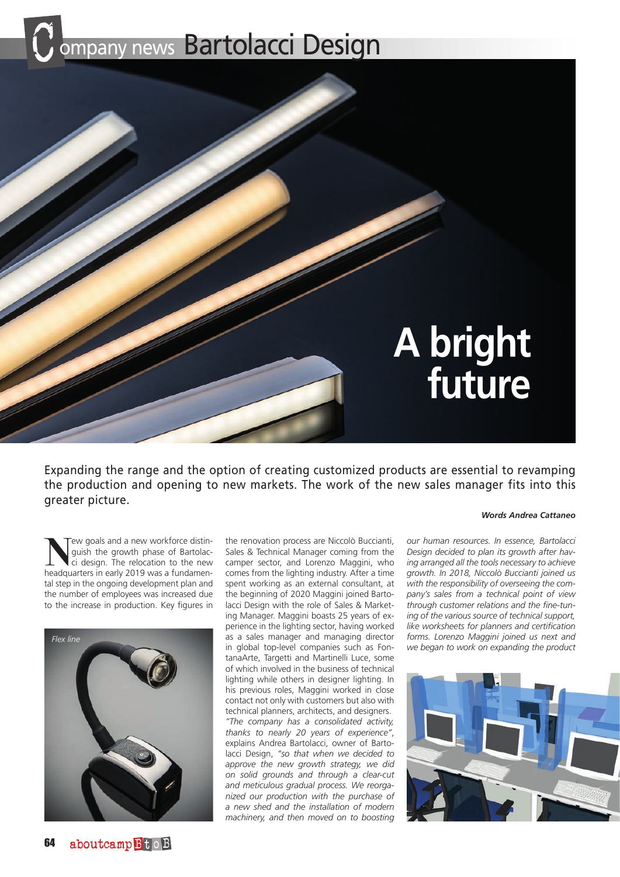# Company news Bartolacci Design

# A bright future

Expanding the range and the option of creating customized products are essential to revamping the production and opening to new markets. The work of the new sales manager fits into this greater picture.

***Words Andrea Cattaneo***

New goals and a new workforce distinguish the growth phase of Bartolacci design. The relocation to the new headquarters in early 2019 was a fundamental step in the ongoing development plan and the number of employees was increased due to the increase in production. Key figures in the renovation process are Niccolò Buccianti, Sales & Technical Manager coming from the camper sector, and Lorenzo Maggini, who comes from the lighting industry. After a time spent working as an external consultant, at the beginning of 2020 Maggini joined Bartolacci Design with the role of Sales & Marketing Manager. Maggini boasts 25 years of experience in the lighting sector, having worked as a sales manager and managing director in global top-level companies such as FontanaArte, Targetti and Martinelli Luce, some of which involved in the business of technical lighting while others in designer lighting. In his previous roles, Maggini worked in close contact not only with customers but also with technical planners, architects, and designers.

*"The company has a consolidated activity, thanks to nearly 20 years of experience"*, explains Andrea Bartolacci, owner of Bartolacci Design, *"so that when we decided to approve the new growth strategy, we did on solid grounds and through a clear-cut and meticulous gradual process. We reorganized our production with the purchase of a new shed and the installation of modern machinery, and then moved on to boosting our human resources. In essence, Bartolacci Design decided to plan its growth after having arranged all the tools necessary to achieve growth. In 2018, Niccolò Buccianti joined us with the responsibility of overseeing the company's sales from a technical point of view through customer relations and the fine-tuning of the various source of technical support, like worksheets for planners and certification forms. Lorenzo Maggini joined us next and we began to work on expanding the product*

*Flex line*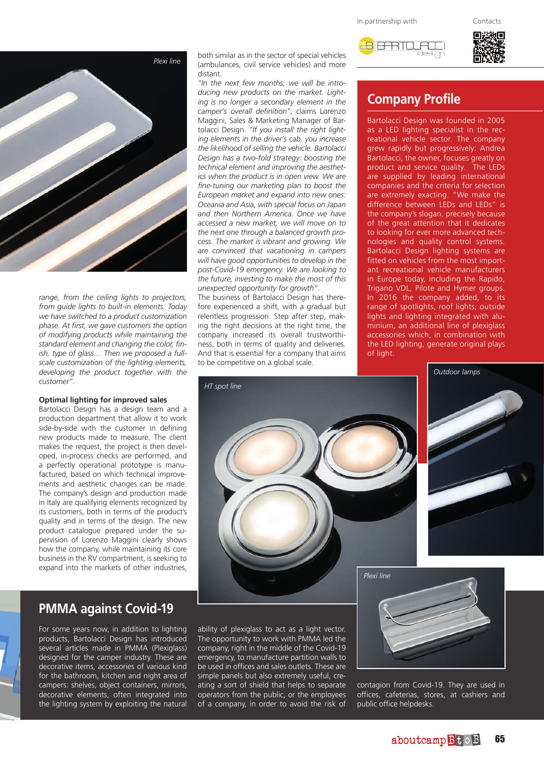range, from the ceiling lights to projectors, from guide lights to built-in elements. Today we have switched to a product customization phase. At first, we gave customers the option of modifying products while maintaining the standard element and changing the color, finish, type of glass… Then we proposed a full-scale customization of the lighting elements, developing the product together with the customer".

**Optimal lighting for improved sales**

Bartolacci Design has a design team and a production department that allow it to work side-by-side with the customer in defining new products made to measure. The client makes the request, the project is then developed, in-process checks are performed, and a perfectly operational prototype is manufactured, based on which technical improvements and aesthetic changes can be made. The company's design and production made in Italy are qualifying elements recognized by its customers, both in terms of the product's quality and in terms of the design. The new product catalogue prepared under the supervision of Lorenzo Maggini clearly shows how the company, while maintaining its core business in the RV compartment, is seeking to expand into the markets of other industries, both similar as in the sector of special vehicles (ambulances, civil service vehicles) and more distant.

*"In the next few months, we will be introducing new products on the market. Lighting is no longer a secondary element in the camper's overall definition"*, claims Lorenzo Maggini, Sales & Marketing Manager of Bartolacci Design. *"If you install the right lighting elements in the driver's cab, you increase the likelihood of selling the vehicle. Bartolacci Design has a two-fold strategy: boosting the technical element and improving the aesthetics when the product is in open view. We are fine-tuning our marketing plan to boost the European market and expand into new ones: Oceania and Asia, with special focus on Japan and then Northern America. Once we have accessed a new market, we will move on to the next one through a balanced growth process. The market is vibrant and growing. We are convinced that vacationing in campers will have good opportunities to develop in the post-Covid-19 emergency. We are looking to the future, investing to make the most of this unexpected opportunity for growth"*.

The business of Bartolacci Design has therefore experienced a shift, with a gradual but relentless progression. Step after step, making the right decisions at the right time, the company increased its overall trustworthiness, both in terms of quality and deliveries. And that is essential for a company that aims to be competitive on a global scale.

In partnership with

Contacts

## Company Profile

Bartolacci Design was founded in 2005 as a LED lighting specialist in the recreational vehicle sector. The company grew rapidly but progressively: Andrea Bartolacci, the owner, focuses greatly on product and service quality. The LEDs are supplied by leading international companies and the criteria for selection are extremely exacting. "We make the difference between LEDs and LEDs" is the company's slogan, precisely because of the great attention that it dedicates to looking for ever more advanced technologies and quality control systems. Bartolacci Design lighting systems are fitted on vehicles from the most important recreational vehicle manufacturers in Europe today, including the Rapido, Trigano VDL, Pilote and Hymer groups. In 2016 the company added, to its range of spotlights, roof lights, outside lights and lighting integrated with aluminium, an additional line of plexiglass accessories which, in combination with the LED lighting, generate original plays of light.

*Plexi line*

*HT spot line*

*Outdoor lamps*

*Plexi line*

## PMMA against Covid-19

For some years now, in addition to lighting products, Bartolacci Design has introduced several articles made in PMMA (Plexiglass) designed for the camper industry. These are decorative items, accessories of various kind for the bathroom, kitchen and night area of campers: shelves, object containers, mirrors, decorative elements, often integrated into the lighting system by exploiting the natural ability of plexiglass to act as a light vector. The opportunity to work with PMMA led the company, right in the middle of the Covid-19 emergency, to manufacture partition walls to be used in offices and sales outlets. These are simple panels but also extremely useful, creating a sort of shield that helps to separate operators from the public, or the employees of a company, in order to avoid the risk of contagion from Covid-19. They are used in offices, cafeterias, stores, at cashiers and public office helpdesks.